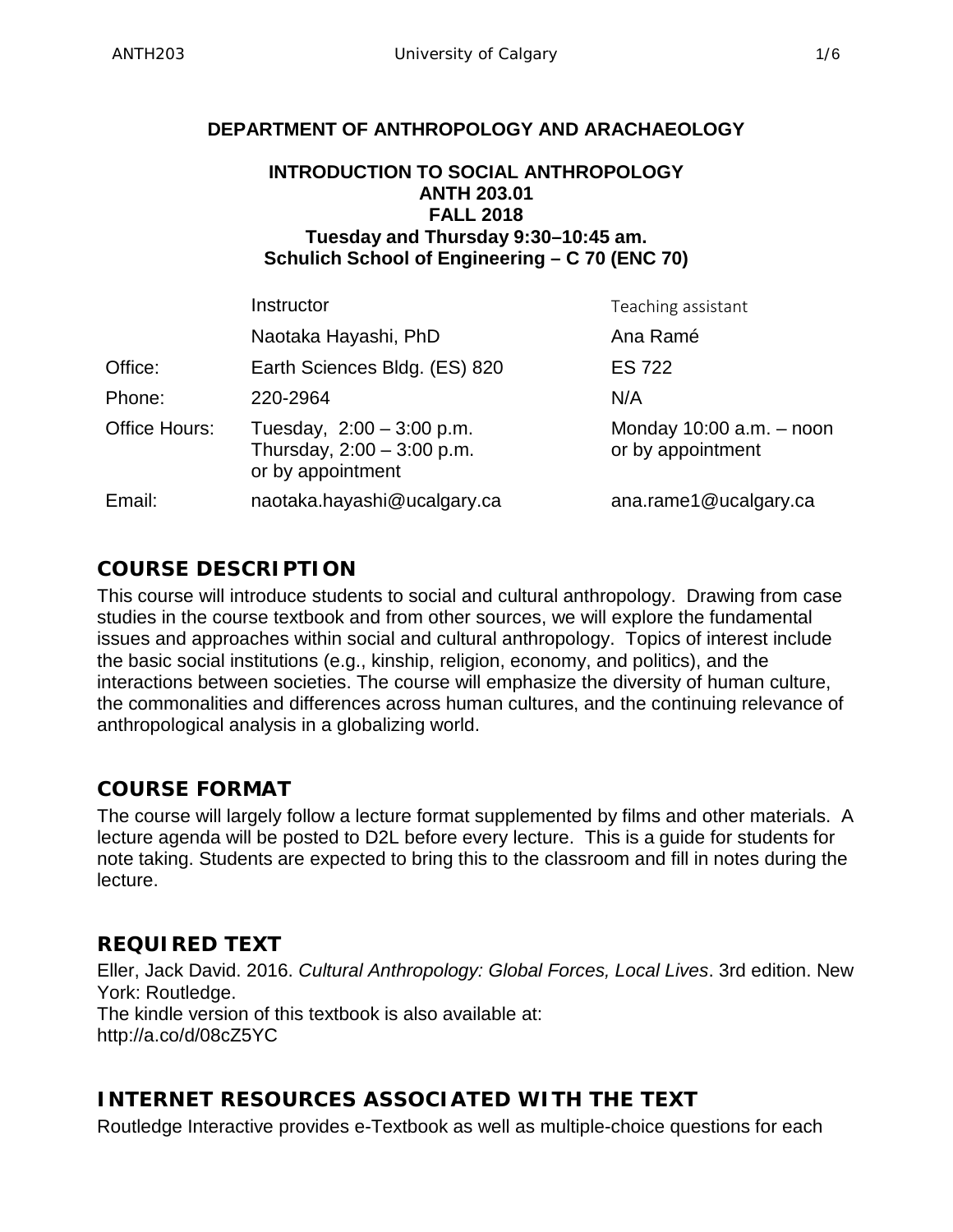**DEPARTMENT OF ANTHROPOLOGY AND ARACHAEOLOGY**

**INTRODUCTION TO SOCIAL ANTHROPOLOGY**
**ANTH 203.01**
**FALL 2018**
**Tuesday and Thursday 9:30–10:45 am.**
**Schulich School of Engineering – C 70 (ENC 70)**

| | Instructor | Teaching assistant |
|---|---|---|
| | Naotaka Hayashi, PhD | Ana Ramé |
| Office: | Earth Sciences Bldg. (ES) 820 | ES 722 |
| Phone: | 220-2964 | N/A |
| Office Hours: | Tuesday, 2:00 – 3:00 p.m.<br>Thursday, 2:00 – 3:00 p.m.<br>or by appointment | Monday 10:00 a.m. – noon<br>or by appointment |
| Email: | naotaka.hayashi@ucalgary.ca | ana.rame1@ucalgary.ca |

## COURSE DESCRIPTION

This course will introduce students to social and cultural anthropology. Drawing from case studies in the course textbook and from other sources, we will explore the fundamental issues and approaches within social and cultural anthropology. Topics of interest include the basic social institutions (e.g., kinship, religion, economy, and politics), and the interactions between societies. The course will emphasize the diversity of human culture, the commonalities and differences across human cultures, and the continuing relevance of anthropological analysis in a globalizing world.

## COURSE FORMAT

The course will largely follow a lecture format supplemented by films and other materials. A lecture agenda will be posted to D2L before every lecture. This is a guide for students for note taking. Students are expected to bring this to the classroom and fill in notes during the lecture.

## REQUIRED TEXT

Eller, Jack David. 2016. *Cultural Anthropology: Global Forces, Local Lives*. 3rd edition. New York: Routledge.
The kindle version of this textbook is also available at:
http://a.co/d/08cZ5YC

## INTERNET RESOURCES ASSOCIATED WITH THE TEXT

Routledge Interactive provides e-Textbook as well as multiple-choice questions for each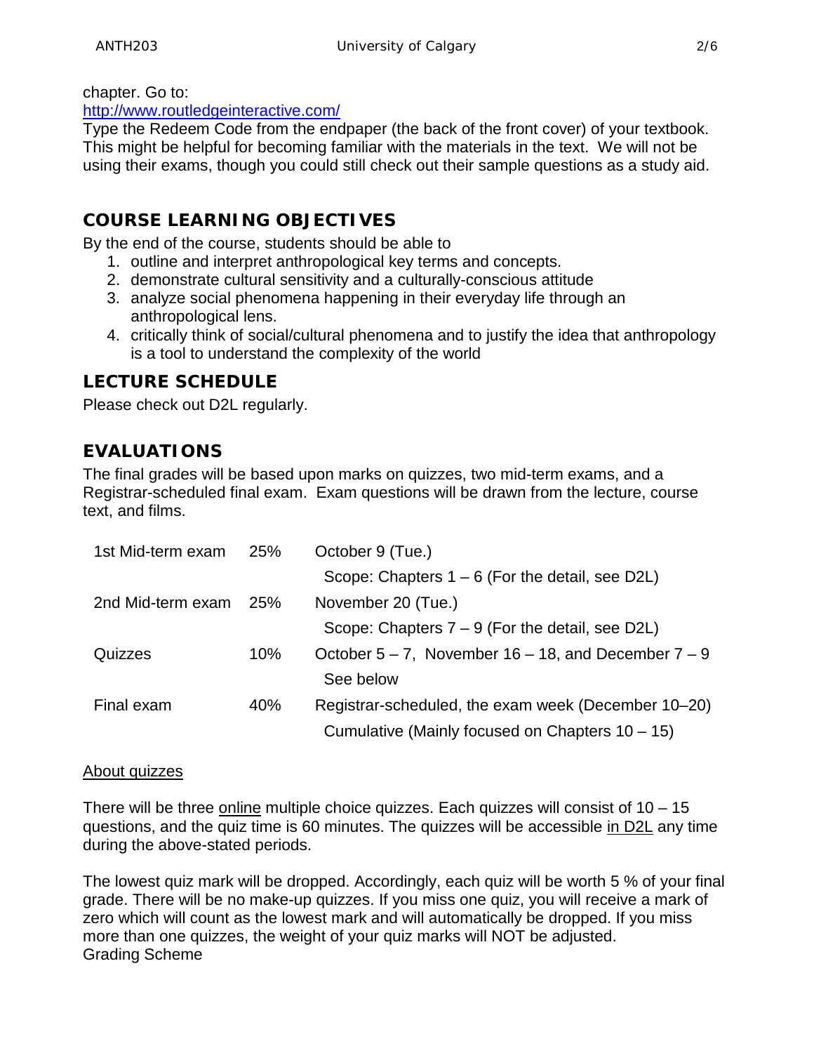chapter. Go to:
[http://www.routledgeinteractive.com/](http://www.routledgeinteractive.com/)
Type the Redeem Code from the endpaper (the back of the front cover) of your textbook. This might be helpful for becoming familiar with the materials in the text. We will not be using their exams, though you could still check out their sample questions as a study aid.

## COURSE LEARNING OBJECTIVES

By the end of the course, students should be able to

1. outline and interpret anthropological key terms and concepts.
2. demonstrate cultural sensitivity and a culturally-conscious attitude
3. analyze social phenomena happening in their everyday life through an anthropological lens.
4. critically think of social/cultural phenomena and to justify the idea that anthropology is a tool to understand the complexity of the world

## LECTURE SCHEDULE

Please check out D2L regularly.

## EVALUATIONS

The final grades will be based upon marks on quizzes, two mid-term exams, and a Registrar-scheduled final exam. Exam questions will be drawn from the lecture, course text, and films.

| | | |
|---|---|---|
| 1st Mid-term exam | 25% | October 9 (Tue.)<br>Scope: Chapters 1 – 6 (For the detail, see D2L) |
| 2nd Mid-term exam | 25% | November 20 (Tue.)<br>Scope: Chapters 7 – 9 (For the detail, see D2L) |
| Quizzes | 10% | October 5 – 7, November 16 – 18, and December 7 – 9<br>See below |
| Final exam | 40% | Registrar-scheduled, the exam week (December 10–20)<br>Cumulative (Mainly focused on Chapters 10 – 15) |

About quizzes

There will be three online multiple choice quizzes. Each quizzes will consist of 10 – 15 questions, and the quiz time is 60 minutes. The quizzes will be accessible in D2L any time during the above-stated periods.

The lowest quiz mark will be dropped. Accordingly, each quiz will be worth 5 % of your final grade. There will be no make-up quizzes. If you miss one quiz, you will receive a mark of zero which will count as the lowest mark and will automatically be dropped. If you miss more than one quizzes, the weight of your quiz marks will NOT be adjusted.
Grading Scheme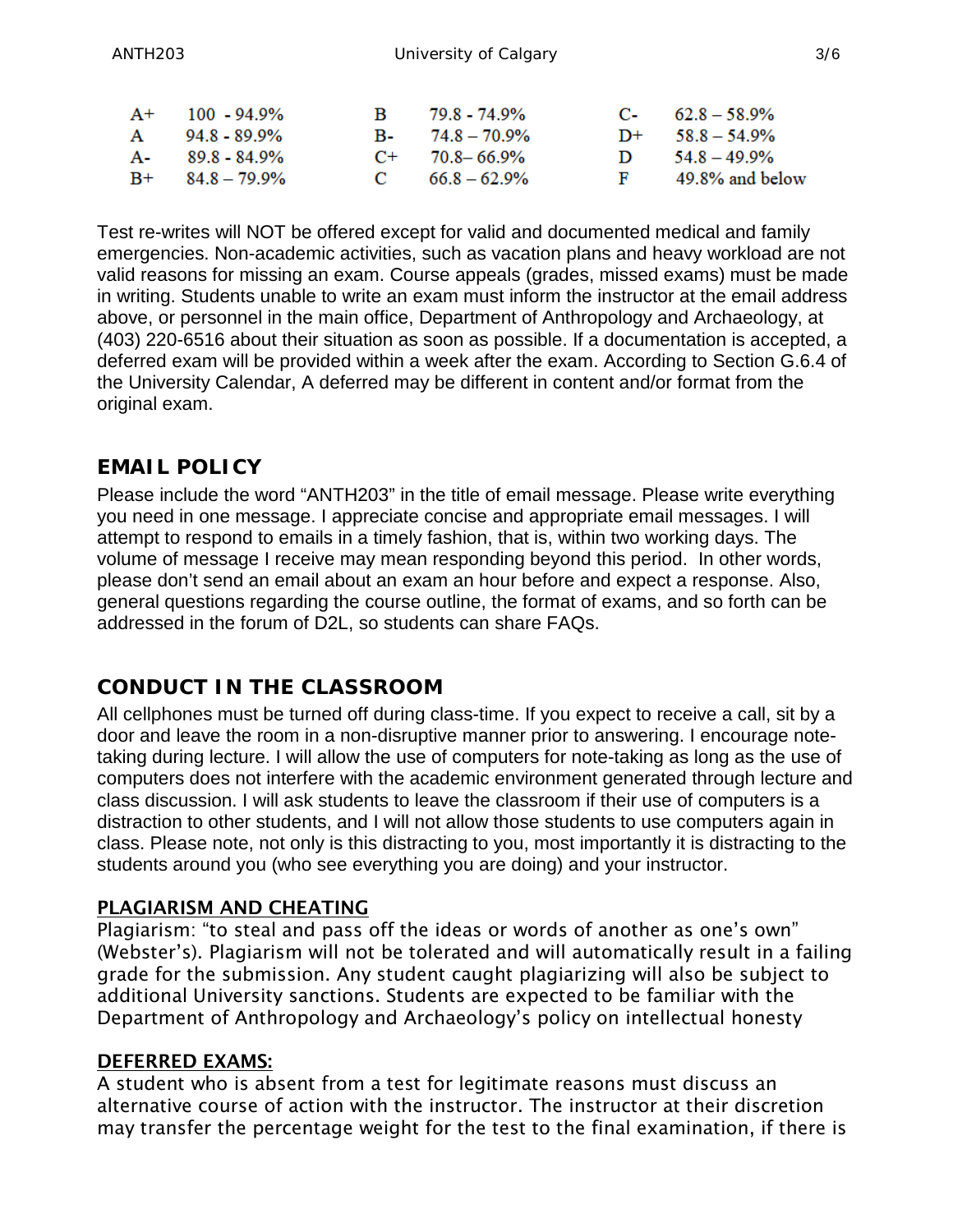| | | | | | | | |
|---|---|---|---|---|---|---|---|
| A+ | 100 - 94.9% | B | 79.8 - 74.9% | C- | 62.8 – 58.9% | | |
| A | 94.8 - 89.9% | B- | 74.8 – 70.9% | D+ | 58.8 – 54.9% | | |
| A- | 89.8 - 84.9% | C+ | 70.8– 66.9% | D | 54.8 – 49.9% | | |
| B+ | 84.8 – 79.9% | C | 66.8 – 62.9% | F | 49.8% and below | | |

Test re-writes will NOT be offered except for valid and documented medical and family emergencies. Non-academic activities, such as vacation plans and heavy workload are not valid reasons for missing an exam. Course appeals (grades, missed exams) must be made in writing. Students unable to write an exam must inform the instructor at the email address above, or personnel in the main office, Department of Anthropology and Archaeology, at (403) 220-6516 about their situation as soon as possible. If a documentation is accepted, a deferred exam will be provided within a week after the exam. According to Section G.6.4 of the University Calendar, A deferred may be different in content and/or format from the original exam.

## EMAIL POLICY

Please include the word "ANTH203" in the title of email message. Please write everything you need in one message. I appreciate concise and appropriate email messages. I will attempt to respond to emails in a timely fashion, that is, within two working days. The volume of message I receive may mean responding beyond this period. In other words, please don't send an email about an exam an hour before and expect a response. Also, general questions regarding the course outline, the format of exams, and so forth can be addressed in the forum of D2L, so students can share FAQs.

## CONDUCT IN THE CLASSROOM

All cellphones must be turned off during class-time. If you expect to receive a call, sit by a door and leave the room in a non-disruptive manner prior to answering. I encourage note-taking during lecture. I will allow the use of computers for note-taking as long as the use of computers does not interfere with the academic environment generated through lecture and class discussion. I will ask students to leave the classroom if their use of computers is a distraction to other students, and I will not allow those students to use computers again in class. Please note, not only is this distracting to you, most importantly it is distracting to the students around you (who see everything you are doing) and your instructor.

### PLAGIARISM AND CHEATING

Plagiarism: "to steal and pass off the ideas or words of another as one's own" (Webster's). Plagiarism will not be tolerated and will automatically result in a failing grade for the submission. Any student caught plagiarizing will also be subject to additional University sanctions. Students are expected to be familiar with the Department of Anthropology and Archaeology's policy on intellectual honesty

### DEFERRED EXAMS:

A student who is absent from a test for legitimate reasons must discuss an alternative course of action with the instructor. The instructor at their discretion may transfer the percentage weight for the test to the final examination, if there is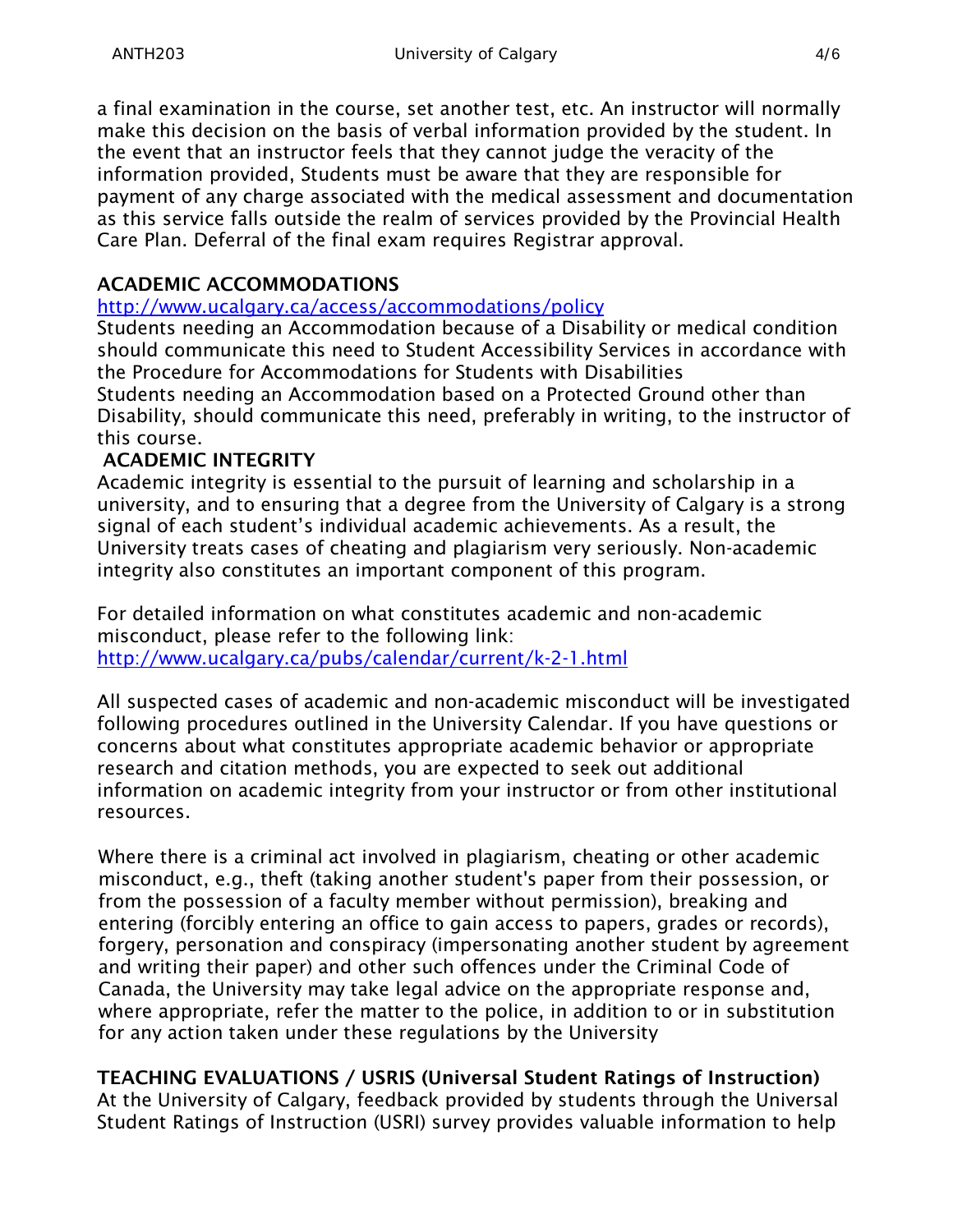a final examination in the course, set another test, etc. An instructor will normally make this decision on the basis of verbal information provided by the student. In the event that an instructor feels that they cannot judge the veracity of the information provided, Students must be aware that they are responsible for payment of any charge associated with the medical assessment and documentation as this service falls outside the realm of services provided by the Provincial Health Care Plan. Deferral of the final exam requires Registrar approval.

## ACADEMIC ACCOMMODATIONS

http://www.ucalgary.ca/access/accommodations/policy

Students needing an Accommodation because of a Disability or medical condition should communicate this need to Student Accessibility Services in accordance with the Procedure for Accommodations for Students with Disabilities

Students needing an Accommodation based on a Protected Ground other than Disability, should communicate this need, preferably in writing, to the instructor of this course.

## ACADEMIC INTEGRITY

Academic integrity is essential to the pursuit of learning and scholarship in a university, and to ensuring that a degree from the University of Calgary is a strong signal of each student's individual academic achievements. As a result, the University treats cases of cheating and plagiarism very seriously. Non-academic integrity also constitutes an important component of this program.

For detailed information on what constitutes academic and non-academic misconduct, please refer to the following link: http://www.ucalgary.ca/pubs/calendar/current/k-2-1.html

All suspected cases of academic and non-academic misconduct will be investigated following procedures outlined in the University Calendar. If you have questions or concerns about what constitutes appropriate academic behavior or appropriate research and citation methods, you are expected to seek out additional information on academic integrity from your instructor or from other institutional resources.

Where there is a criminal act involved in plagiarism, cheating or other academic misconduct, e.g., theft (taking another student's paper from their possession, or from the possession of a faculty member without permission), breaking and entering (forcibly entering an office to gain access to papers, grades or records), forgery, personation and conspiracy (impersonating another student by agreement and writing their paper) and other such offences under the Criminal Code of Canada, the University may take legal advice on the appropriate response and, where appropriate, refer the matter to the police, in addition to or in substitution for any action taken under these regulations by the University

## TEACHING EVALUATIONS / USRIS (Universal Student Ratings of Instruction)

At the University of Calgary, feedback provided by students through the Universal Student Ratings of Instruction (USRI) survey provides valuable information to help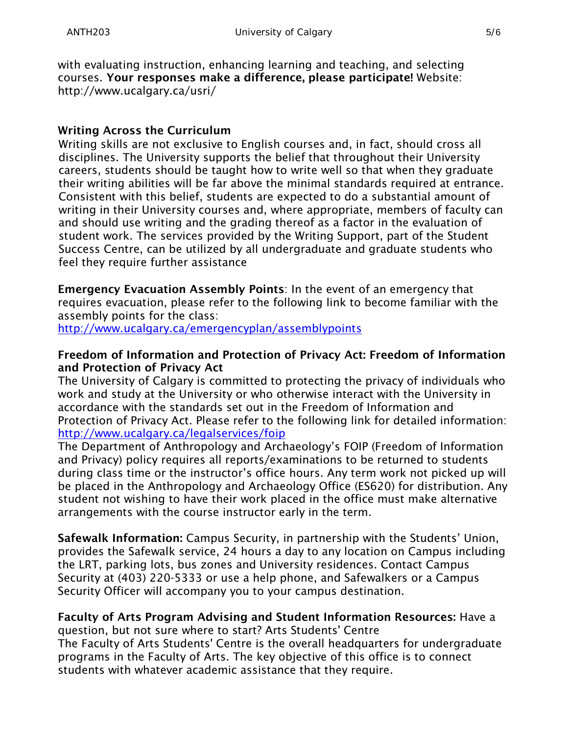with evaluating instruction, enhancing learning and teaching, and selecting courses. **Your responses make a difference, please participate!** Website: http://www.ucalgary.ca/usri/

**Writing Across the Curriculum**

Writing skills are not exclusive to English courses and, in fact, should cross all disciplines. The University supports the belief that throughout their University careers, students should be taught how to write well so that when they graduate their writing abilities will be far above the minimal standards required at entrance. Consistent with this belief, students are expected to do a substantial amount of writing in their University courses and, where appropriate, members of faculty can and should use writing and the grading thereof as a factor in the evaluation of student work. The services provided by the Writing Support, part of the Student Success Centre, can be utilized by all undergraduate and graduate students who feel they require further assistance

**Emergency Evacuation Assembly Points**: In the event of an emergency that requires evacuation, please refer to the following link to become familiar with the assembly points for the class:
http://www.ucalgary.ca/emergencyplan/assemblypoints

**Freedom of Information and Protection of Privacy Act: Freedom of Information and Protection of Privacy Act**

The University of Calgary is committed to protecting the privacy of individuals who work and study at the University or who otherwise interact with the University in accordance with the standards set out in the Freedom of Information and Protection of Privacy Act. Please refer to the following link for detailed information: http://www.ucalgary.ca/legalservices/foip

The Department of Anthropology and Archaeology's FOIP (Freedom of Information and Privacy) policy requires all reports/examinations to be returned to students during class time or the instructor's office hours. Any term work not picked up will be placed in the Anthropology and Archaeology Office (ES620) for distribution. Any student not wishing to have their work placed in the office must make alternative arrangements with the course instructor early in the term.

**Safewalk Information:** Campus Security, in partnership with the Students' Union, provides the Safewalk service, 24 hours a day to any location on Campus including the LRT, parking lots, bus zones and University residences. Contact Campus Security at (403) 220-5333 or use a help phone, and Safewalkers or a Campus Security Officer will accompany you to your campus destination.

**Faculty of Arts Program Advising and Student Information Resources:** Have a question, but not sure where to start? Arts Students' Centre

The Faculty of Arts Students' Centre is the overall headquarters for undergraduate programs in the Faculty of Arts. The key objective of this office is to connect students with whatever academic assistance that they require.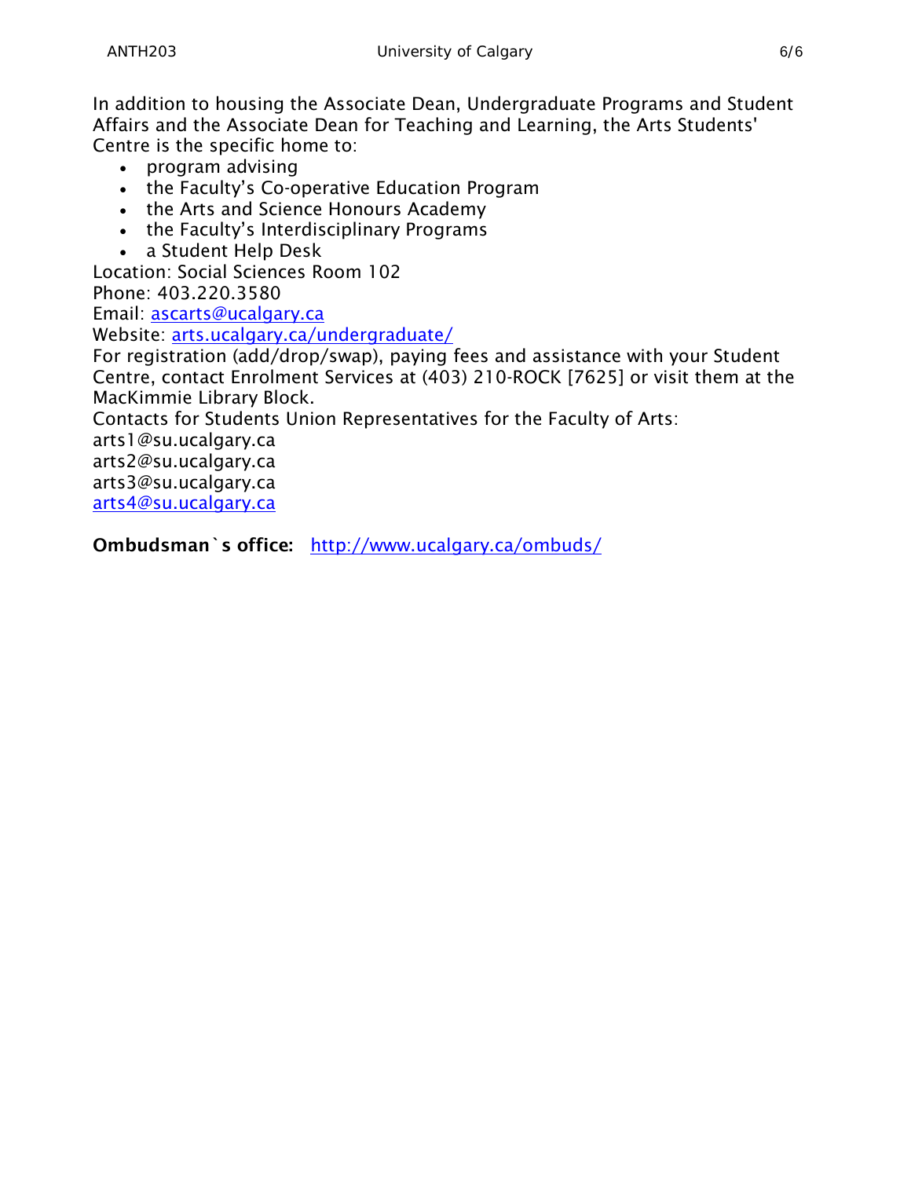In addition to housing the Associate Dean, Undergraduate Programs and Student Affairs and the Associate Dean for Teaching and Learning, the Arts Students' Centre is the specific home to:

- program advising
- the Faculty's Co-operative Education Program
- the Arts and Science Honours Academy
- the Faculty's Interdisciplinary Programs
- a Student Help Desk

Location: Social Sciences Room 102
Phone: 403.220.3580
Email: ascarts@ucalgary.ca
Website: arts.ucalgary.ca/undergraduate/
For registration (add/drop/swap), paying fees and assistance with your Student Centre, contact Enrolment Services at (403) 210-ROCK [7625] or visit them at the MacKimmie Library Block.
Contacts for Students Union Representatives for the Faculty of Arts:
arts1@su.ucalgary.ca
arts2@su.ucalgary.ca
arts3@su.ucalgary.ca
arts4@su.ucalgary.ca

**Ombudsman`s office:** http://www.ucalgary.ca/ombuds/